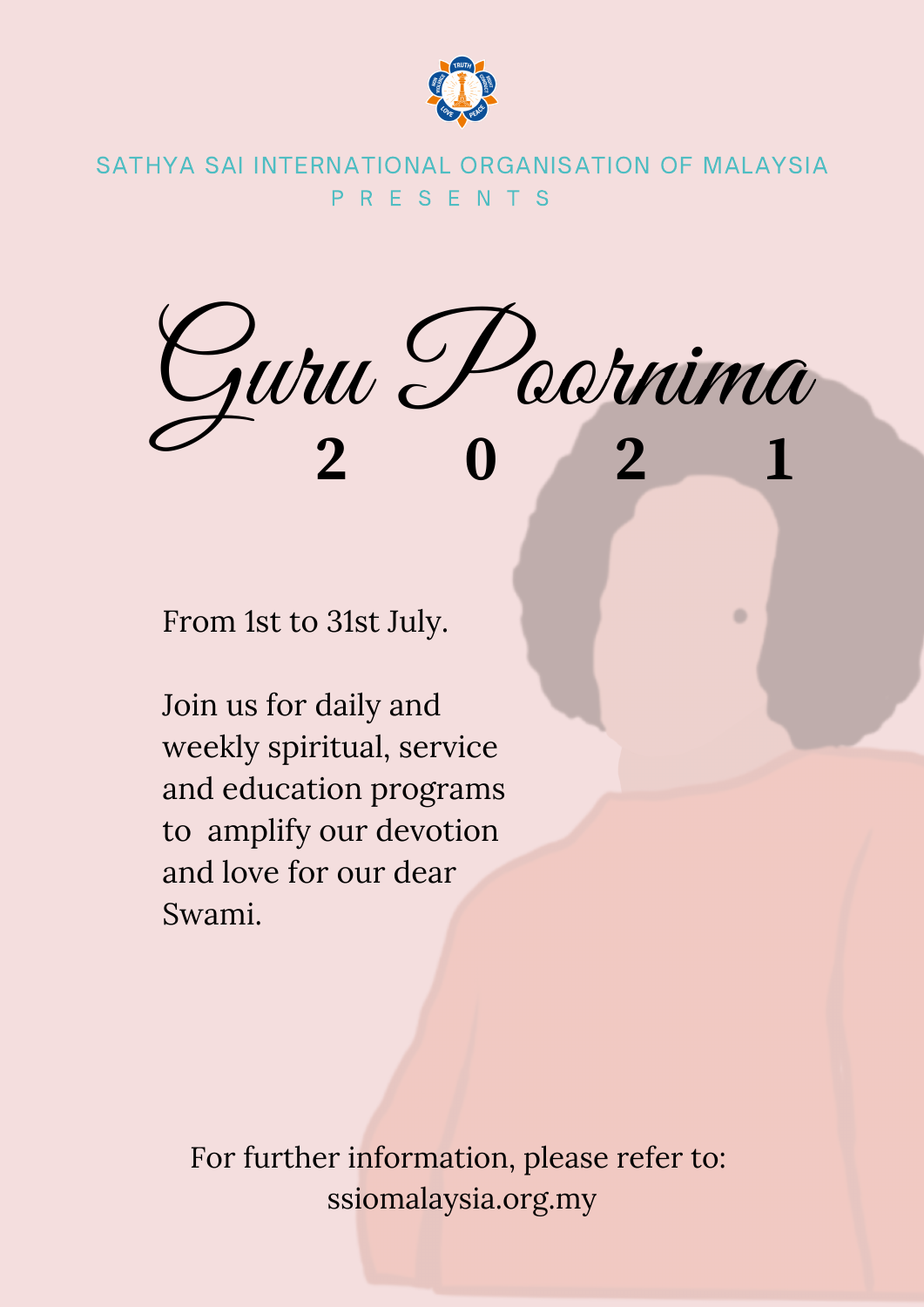SATHYA SAI INTERNATIONAL ORGANISATION OF MALAYSIA

PRESENTS

# Guru Poornima

## 2021

From 1st to 31st July.

Join us for daily and weekly spiritual, service and education programs to amplify our devotion and love for our dear Swami.

For further information, please refer to:
ssiomalaysia.org.my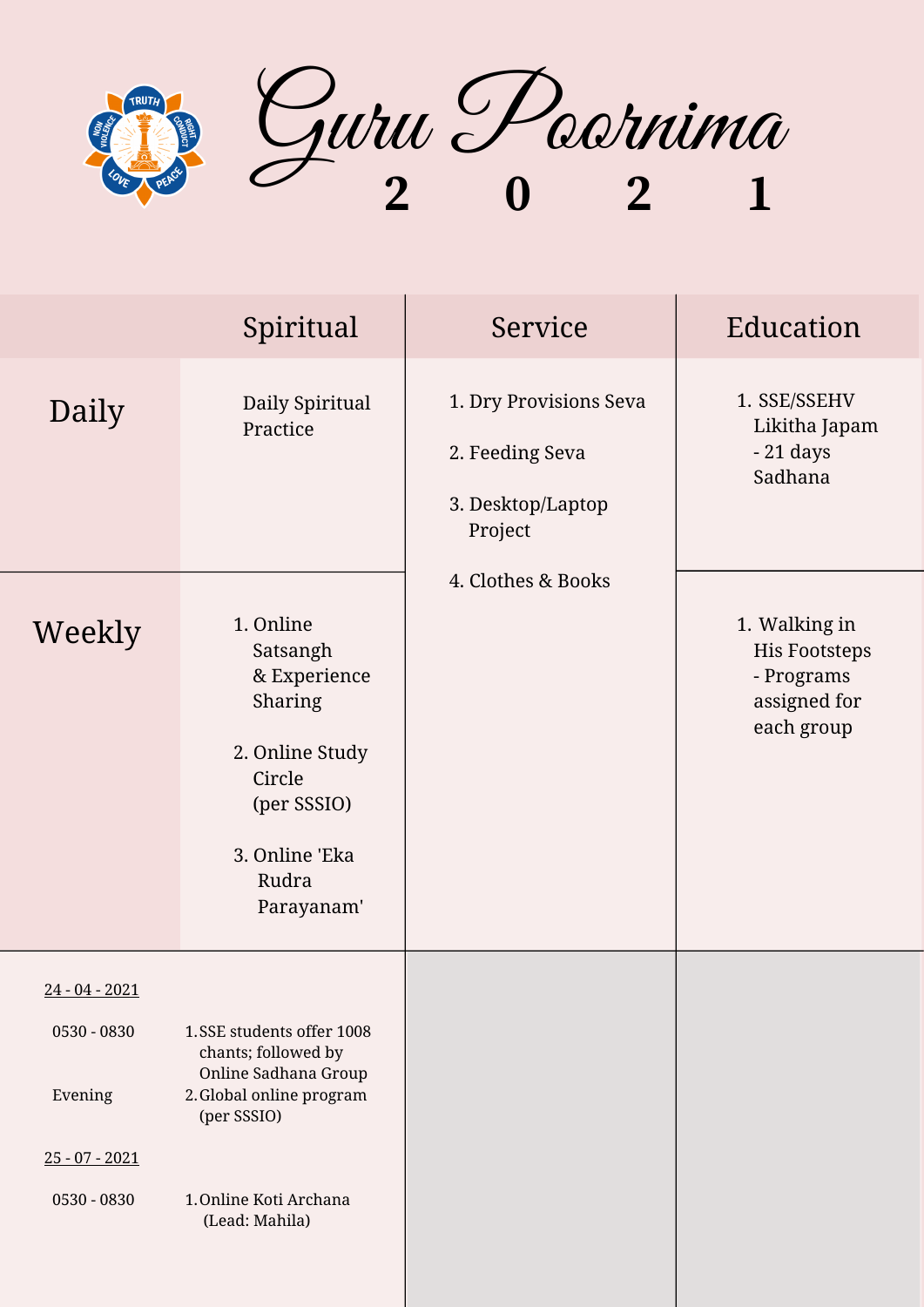# Guru Poornima 2021

| | Spiritual | Service | Education |
|---|---|---|---|
| Daily | Daily Spiritual Practice | 1. Dry Provisions Seva<br>2. Feeding Seva<br>3. Desktop/Laptop Project<br>4. Clothes & Books | 1. SSE/SSEHV Likitha Japam - 21 days Sadhana |
| Weekly | 1. Online Satsangh & Experience Sharing<br>2. Online Study Circle (per SSSIO)<br>3. Online 'Eka Rudra Parayanam' | | 1. Walking in His Footsteps - Programs assigned for each group |
| <u>24 - 04 - 2021</u><br>0530 - 0830<br>Evening<br><u>25 - 07 - 2021</u><br>0530 - 0830 | 1. SSE students offer 1008 chants; followed by Online Sadhana Group<br>2. Global online program (per SSSIO)<br>1. Online Koti Archana (Lead: Mahila) | | |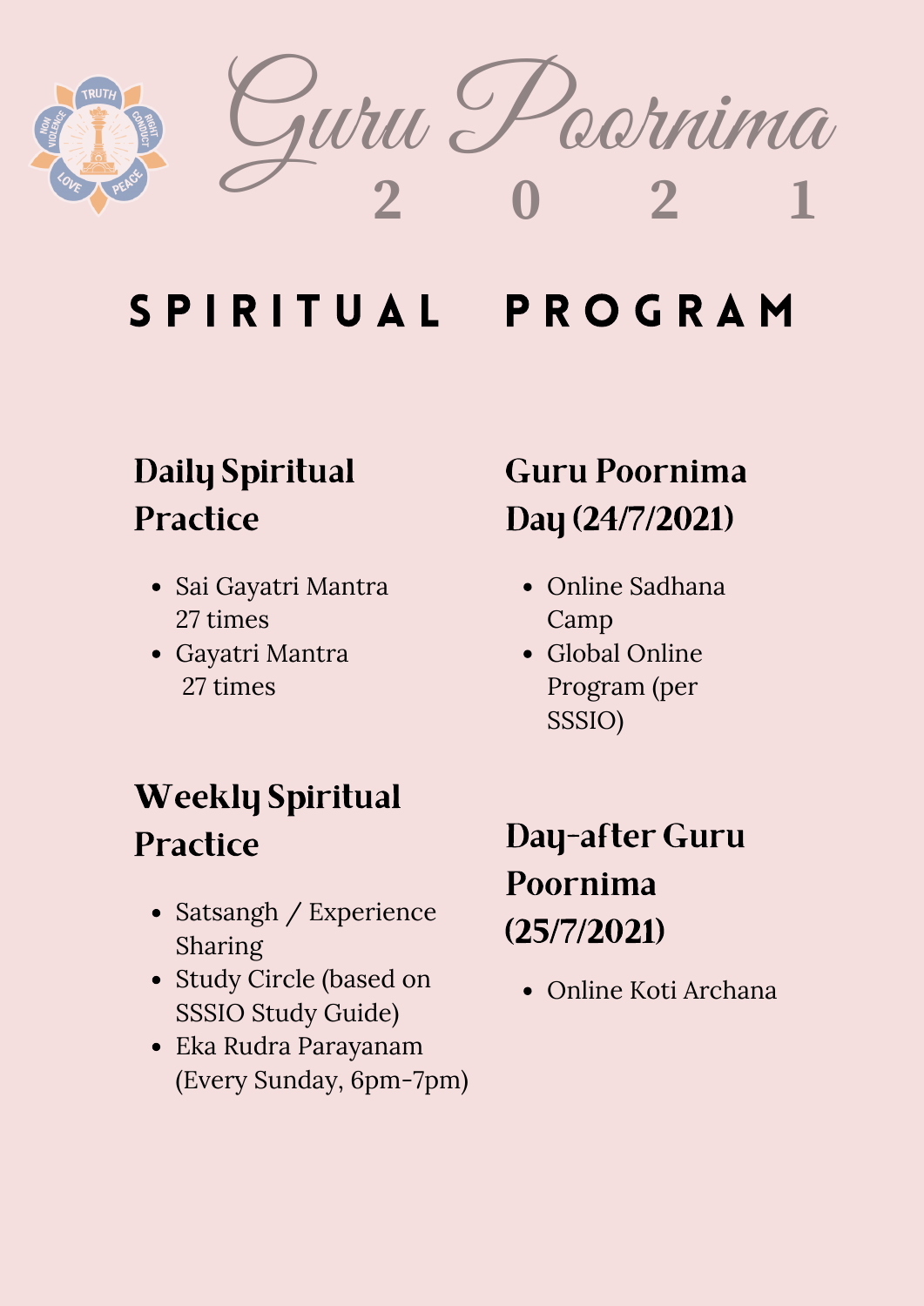# Guru Poornima 2021

## SPIRITUAL PROGRAM

### Daily Spiritual Practice

- Sai Gayatri Mantra 27 times
- Gayatri Mantra 27 times

### Weekly Spiritual Practice

- Satsangh / Experience Sharing
- Study Circle (based on SSSIO Study Guide)
- Eka Rudra Parayanam (Every Sunday, 6pm-7pm)

### Guru Poornima Day (24/7/2021)

- Online Sadhana Camp
- Global Online Program (per SSSIO)

### Day-after Guru Poornima (25/7/2021)

- Online Koti Archana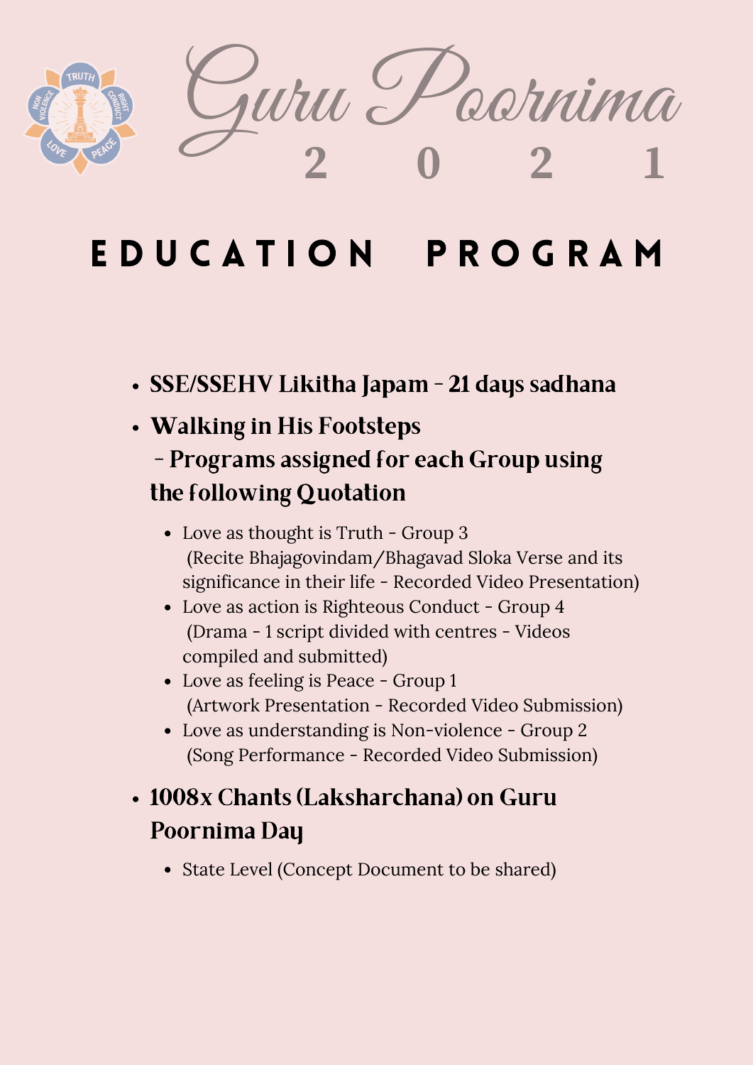# Guru Poornima 2021

## EDUCATION PROGRAM

- **SSE/SSEHV Likitha Japam - 21 days sadhana**
- **Walking in His Footsteps - Programs assigned for each Group using the following Quotation**
  - Love as thought is Truth - Group 3 (Recite Bhajagovindam/Bhagavad Sloka Verse and its significance in their life - Recorded Video Presentation)
  - Love as action is Righteous Conduct - Group 4 (Drama - 1 script divided with centres - Videos compiled and submitted)
  - Love as feeling is Peace - Group 1 (Artwork Presentation - Recorded Video Submission)
  - Love as understanding is Non-violence - Group 2 (Song Performance - Recorded Video Submission)
- **1008x Chants (Laksharchana) on Guru Poornima Day**
  - State Level (Concept Document to be shared)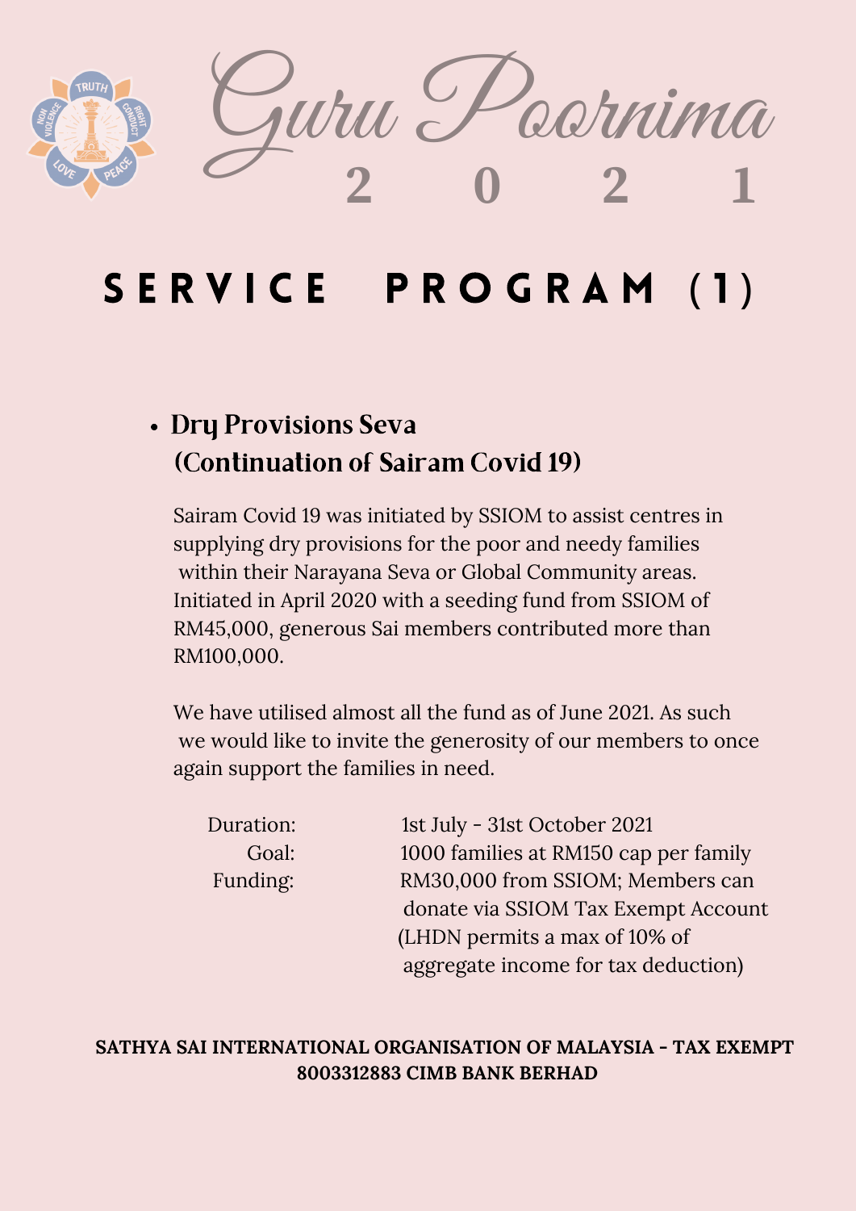# Guru Poornima 2021

## SERVICE PROGRAM (1)

- **Dry Provisions Seva (Continuation of Sairam Covid 19)**

Sairam Covid 19 was initiated by SSIOM to assist centres in supplying dry provisions for the poor and needy families within their Narayana Seva or Global Community areas. Initiated in April 2020 with a seeding fund from SSIOM of RM45,000, generous Sai members contributed more than RM100,000.

We have utilised almost all the fund as of June 2021. As such we would like to invite the generosity of our members to once again support the families in need.

| | |
|---|---|
| Duration: | 1st July - 31st October 2021 |
| Goal: | 1000 families at RM150 cap per family |
| Funding: | RM30,000 from SSIOM; Members can donate via SSIOM Tax Exempt Account (LHDN permits a max of 10% of aggregate income for tax deduction) |

**SATHYA SAI INTERNATIONAL ORGANISATION OF MALAYSIA - TAX EXEMPT 8003312883 CIMB BANK BERHAD**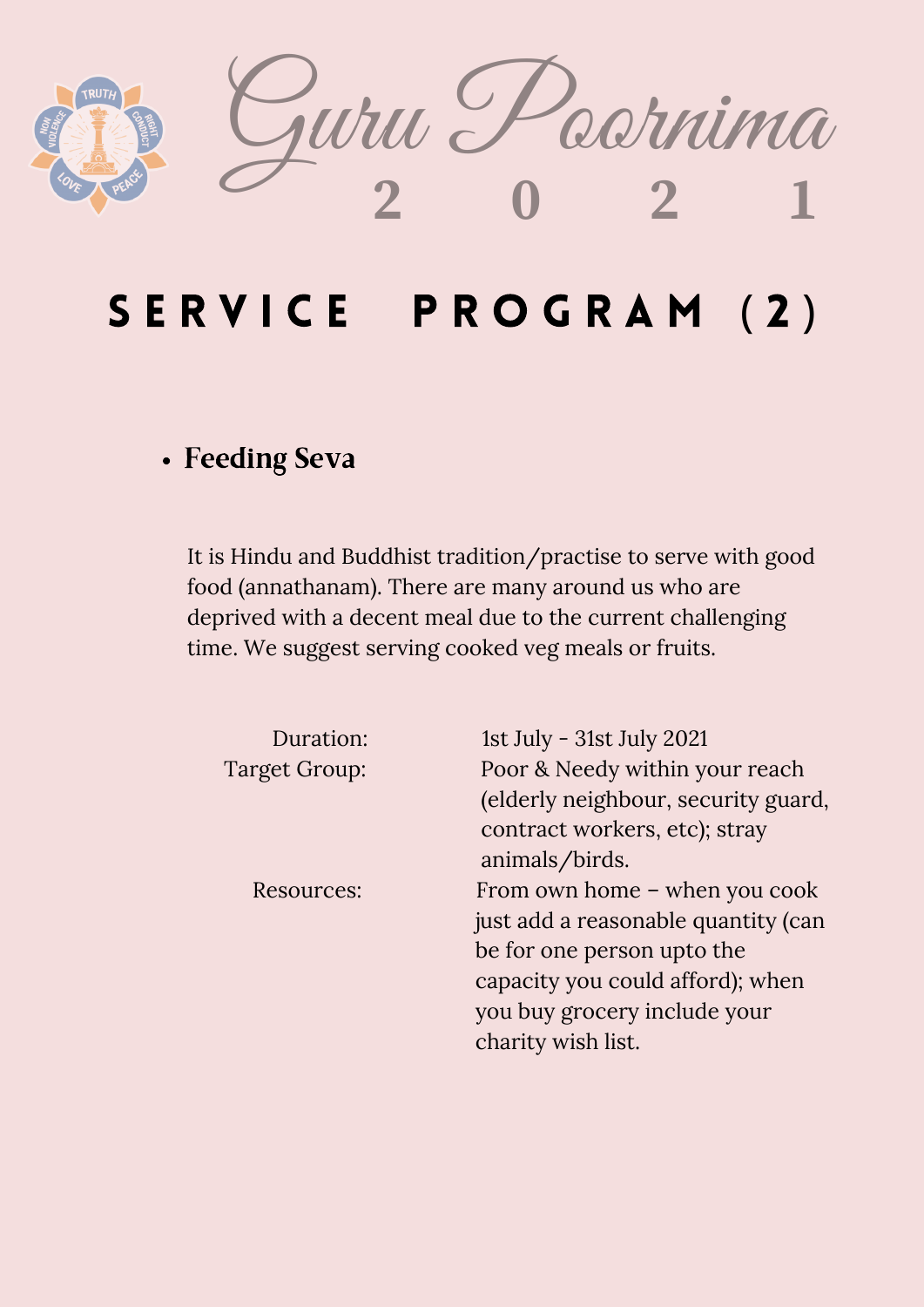# Guru Poornima 2021

## SERVICE PROGRAM (2)

- **Feeding Seva**

It is Hindu and Buddhist tradition/practise to serve with good food (annathanam). There are many around us who are deprived with a decent meal due to the current challenging time. We suggest serving cooked veg meals or fruits.

| | |
|---|---|
| Duration: | 1st July - 31st July 2021 |
| Target Group: | Poor & Needy within your reach (elderly neighbour, security guard, contract workers, etc); stray animals/birds. |
| Resources: | From own home – when you cook just add a reasonable quantity (can be for one person upto the capacity you could afford); when you buy grocery include your charity wish list. |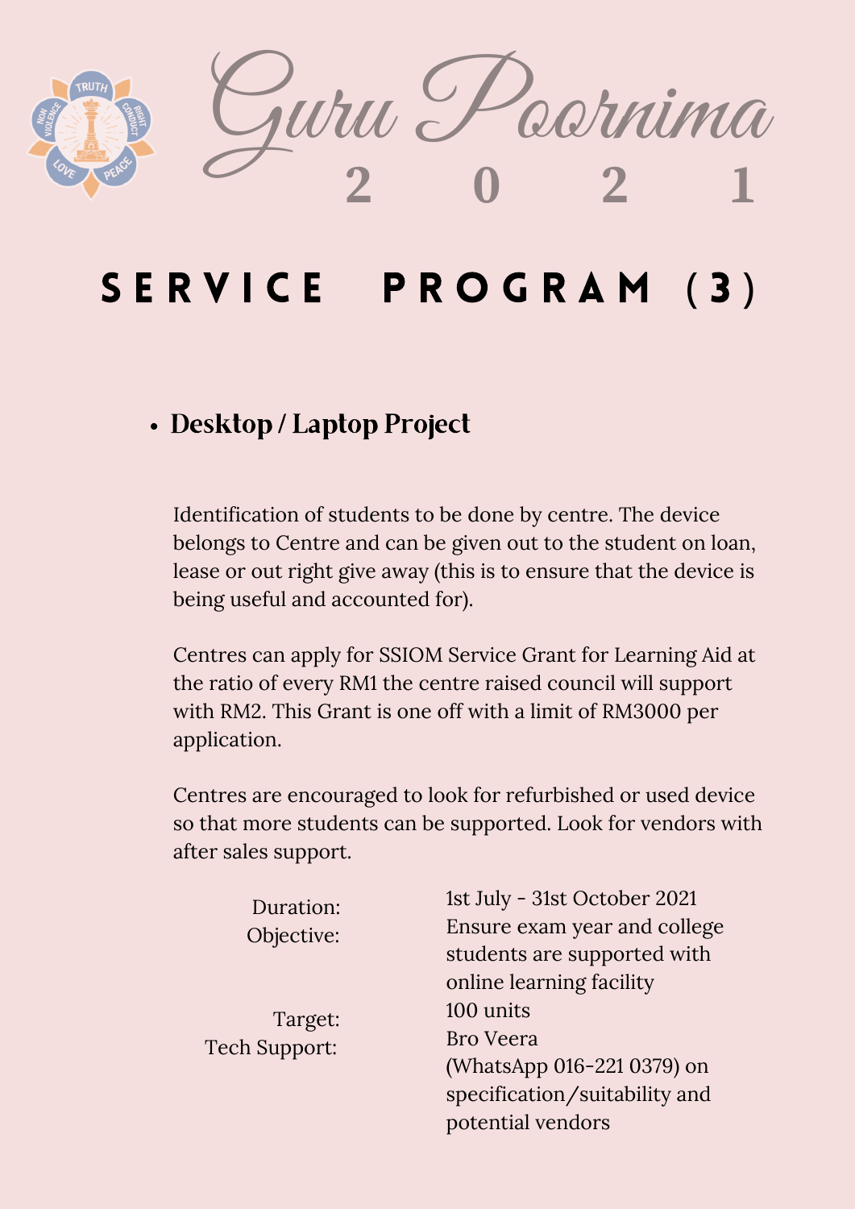# Guru Poornima 2021

## SERVICE PROGRAM (3)

- **Desktop / Laptop Project**

Identification of students to be done by centre. The device belongs to Centre and can be given out to the student on loan, lease or out right give away (this is to ensure that the device is being useful and accounted for).

Centres can apply for SSIOM Service Grant for Learning Aid at the ratio of every RM1 the centre raised council will support with RM2. This Grant is one off with a limit of RM3000 per application.

Centres are encouraged to look for refurbished or used device so that more students can be supported. Look for vendors with after sales support.

| | |
|---|---|
| Duration: | 1st July - 31st October 2021 |
| Objective: | Ensure exam year and college students are supported with online learning facility |
| Target: | 100 units |
| Tech Support: | Bro Veera (WhatsApp 016-221 0379) on specification/suitability and potential vendors |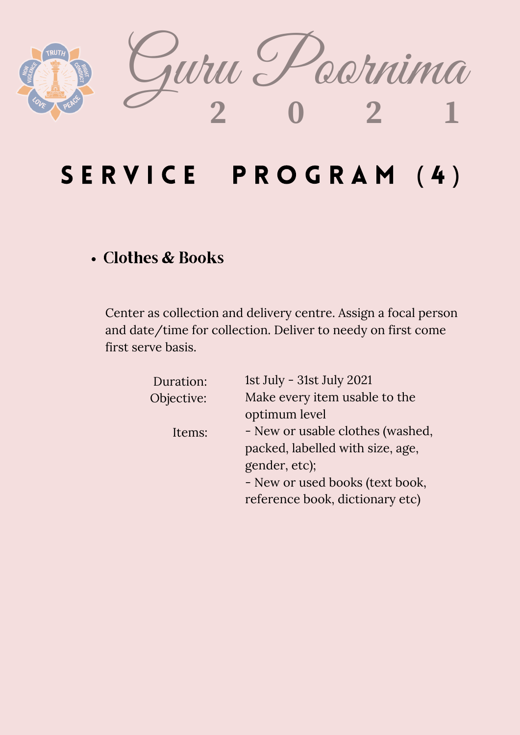# Guru Poornima 2021

## SERVICE PROGRAM (4)

- **Clothes & Books**

Center as collection and delivery centre. Assign a focal person and date/time for collection. Deliver to needy on first come first serve basis.

| | |
|---|---|
| Duration: | 1st July - 31st July 2021 |
| Objective: | Make every item usable to the optimum level |
| Items: | - New or usable clothes (washed, packed, labelled with size, age, gender, etc); <br> - New or used books (text book, reference book, dictionary etc) |